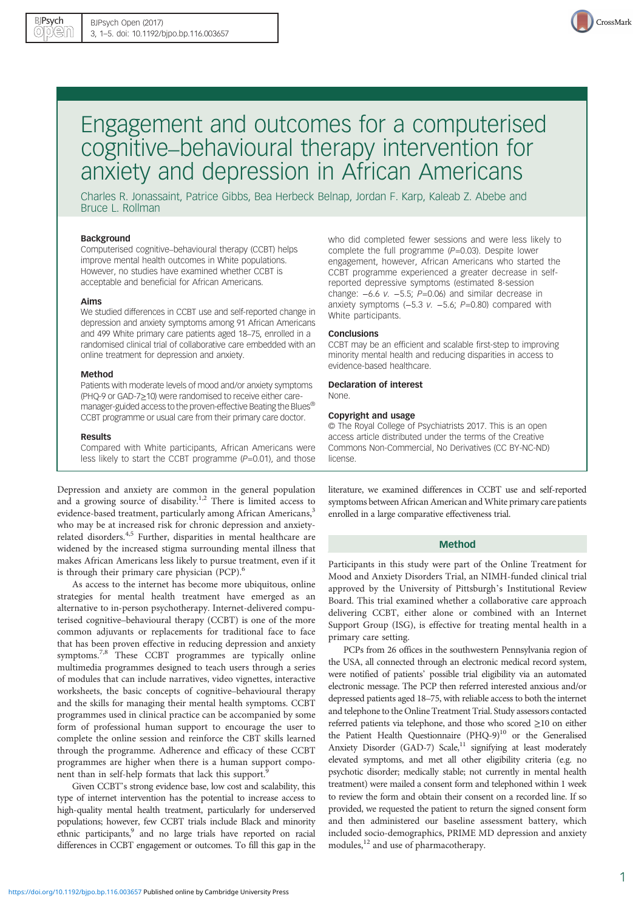# Engagement and outcomes for a computerised cognitive–behavioural therapy intervention for anxiety and depression in African Americans

Charles R. Jonassaint, Patrice Gibbs, Bea Herbeck Belnap, Jordan F. Karp, Kaleab Z. Abebe and Bruce L. Rollman

### Background

Computerised cognitive–behavioural therapy (CCBT) helps improve mental health outcomes in White populations. However, no studies have examined whether CCBT is acceptable and beneficial for African Americans.

### Aims

We studied differences in CCBT use and self-reported change in depression and anxiety symptoms among 91 African Americans and 499 White primary care patients aged 18–75, enrolled in a randomised clinical trial of collaborative care embedded with an online treatment for depression and anxiety.

### Method

Patients with moderate levels of mood and/or anxiety symptoms (PHQ-9 or GAD-7≥10) were randomised to receive either care-manager-guided access to the proven-effective Beating the Blues® CCBT programme or usual care from their primary care doctor.

### Results

Compared with White participants, African Americans were less likely to start the CCBT programme ($P$=0.01), and those who did completed fewer sessions and were less likely to complete the full programme ($P$=0.03). Despite lower engagement, however, African Americans who started the CCBT programme experienced a greater decrease in self-reported depressive symptoms (estimated 8-session change: −6.6 *v.* −5.5; $P$=0.06) and similar decrease in anxiety symptoms (−5.3 *v.* −5.6; $P$=0.80) compared with White participants.

### Conclusions

CCBT may be an efficient and scalable first-step to improving minority mental health and reducing disparities in access to evidence-based healthcare.

### Declaration of interest

None.

### Copyright and usage

© The Royal College of Psychiatrists 2017. This is an open access article distributed under the terms of the Creative Commons Non-Commercial, No Derivatives (CC BY-NC-ND) license.

Depression and anxiety are common in the general population and a growing source of disability.[1,2] There is limited access to evidence-based treatment, particularly among African Americans,[3] who may be at increased risk for chronic depression and anxiety-related disorders.[4,5] Further, disparities in mental healthcare are widened by the increased stigma surrounding mental illness that makes African Americans less likely to pursue treatment, even if it is through their primary care physician (PCP).[6]

As access to the internet has become more ubiquitous, online strategies for mental health treatment have emerged as an alternative to in-person psychotherapy. Internet-delivered computerised cognitive–behavioural therapy (CCBT) is one of the more common adjuvants or replacements for traditional face to face that has been proven effective in reducing depression and anxiety symptoms.[7,8] These CCBT programmes are typically online multimedia programmes designed to teach users through a series of modules that can include narratives, video vignettes, interactive worksheets, the basic concepts of cognitive–behavioural therapy and the skills for managing their mental health symptoms. CCBT programmes used in clinical practice can be accompanied by some form of professional human support to encourage the user to complete the online session and reinforce the CBT skills learned through the programme. Adherence and efficacy of these CCBT programmes are higher when there is a human support component than in self-help formats that lack this support.[9]

Given CCBT's strong evidence base, low cost and scalability, this type of internet intervention has the potential to increase access to high-quality mental health treatment, particularly for underserved populations; however, few CCBT trials include Black and minority ethnic participants,[9] and no large trials have reported on racial differences in CCBT engagement or outcomes. To fill this gap in the literature, we examined differences in CCBT use and self-reported symptoms between African American and White primary care patients enrolled in a large comparative effectiveness trial.

## Method

Participants in this study were part of the Online Treatment for Mood and Anxiety Disorders Trial, an NIMH-funded clinical trial approved by the University of Pittsburgh's Institutional Review Board. This trial examined whether a collaborative care approach delivering CCBT, either alone or combined with an Internet Support Group (ISG), is effective for treating mental health in a primary care setting.

PCPs from 26 offices in the southwestern Pennsylvania region of the USA, all connected through an electronic medical record system, were notified of patients' possible trial eligibility via an automated electronic message. The PCP then referred interested anxious and/or depressed patients aged 18–75, with reliable access to both the internet and telephone to the Online Treatment Trial. Study assessors contacted referred patients via telephone, and those who scored ≥10 on either the Patient Health Questionnaire (PHQ-9)[10] or the Generalised Anxiety Disorder (GAD-7) Scale,[11] signifying at least moderately elevated symptoms, and met all other eligibility criteria (e.g. no psychotic disorder; medically stable; not currently in mental health treatment) were mailed a consent form and telephoned within 1 week to review the form and obtain their consent on a recorded line. If so provided, we requested the patient to return the signed consent form and then administered our baseline assessment battery, which included socio-demographics, PRIME MD depression and anxiety modules,[12] and use of pharmacotherapy.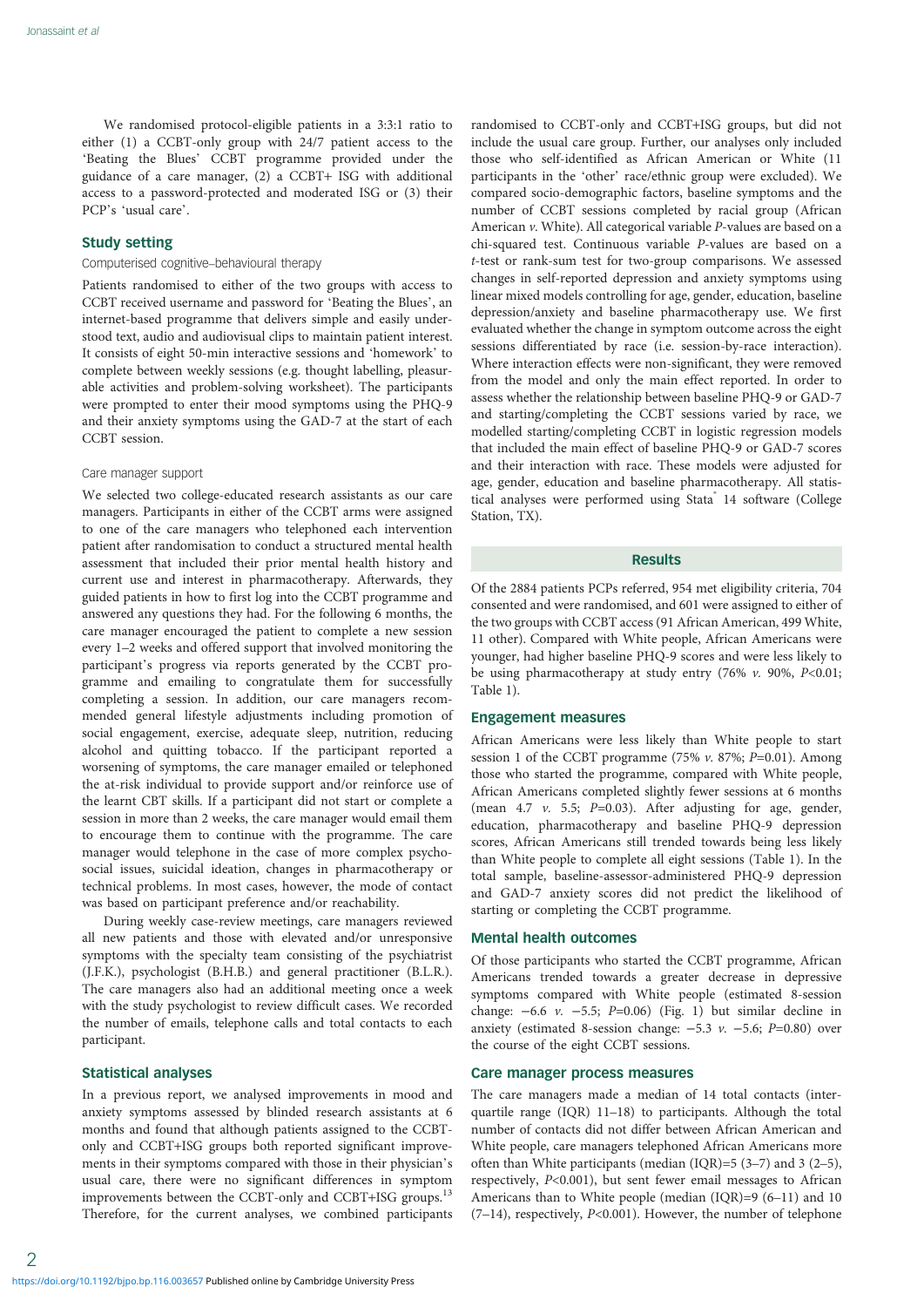We randomised protocol-eligible patients in a 3:3:1 ratio to either (1) a CCBT-only group with 24/7 patient access to the 'Beating the Blues' CCBT programme provided under the guidance of a care manager, (2) a CCBT+ ISG with additional access to a password-protected and moderated ISG or (3) their PCP's 'usual care'.

## Study setting

### Computerised cognitive–behavioural therapy

Patients randomised to either of the two groups with access to CCBT received username and password for 'Beating the Blues', an internet-based programme that delivers simple and easily understood text, audio and audiovisual clips to maintain patient interest. It consists of eight 50-min interactive sessions and 'homework' to complete between weekly sessions (e.g. thought labelling, pleasurable activities and problem-solving worksheet). The participants were prompted to enter their mood symptoms using the PHQ-9 and their anxiety symptoms using the GAD-7 at the start of each CCBT session.

### Care manager support

We selected two college-educated research assistants as our care managers. Participants in either of the CCBT arms were assigned to one of the care managers who telephoned each intervention patient after randomisation to conduct a structured mental health assessment that included their prior mental health history and current use and interest in pharmacotherapy. Afterwards, they guided patients in how to first log into the CCBT programme and answered any questions they had. For the following 6 months, the care manager encouraged the patient to complete a new session every 1–2 weeks and offered support that involved monitoring the participant's progress via reports generated by the CCBT programme and emailing to congratulate them for successfully completing a session. In addition, our care managers recommended general lifestyle adjustments including promotion of social engagement, exercise, adequate sleep, nutrition, reducing alcohol and quitting tobacco. If the participant reported a worsening of symptoms, the care manager emailed or telephoned the at-risk individual to provide support and/or reinforce use of the learnt CBT skills. If a participant did not start or complete a session in more than 2 weeks, the care manager would email them to encourage them to continue with the programme. The care manager would telephone in the case of more complex psychosocial issues, suicidal ideation, changes in pharmacotherapy or technical problems. In most cases, however, the mode of contact was based on participant preference and/or reachability.

During weekly case-review meetings, care managers reviewed all new patients and those with elevated and/or unresponsive symptoms with the specialty team consisting of the psychiatrist (J.F.K.), psychologist (B.H.B.) and general practitioner (B.L.R.). The care managers also had an additional meeting once a week with the study psychologist to review difficult cases. We recorded the number of emails, telephone calls and total contacts to each participant.

## Statistical analyses

In a previous report, we analysed improvements in mood and anxiety symptoms assessed by blinded research assistants at 6 months and found that although patients assigned to the CCBT-only and CCBT+ISG groups both reported significant improvements in their symptoms compared with those in their physician's usual care, there were no significant differences in symptom improvements between the CCBT-only and CCBT+ISG groups.[13] Therefore, for the current analyses, we combined participants randomised to CCBT-only and CCBT+ISG groups, but did not include the usual care group. Further, our analyses only included those who self-identified as African American or White (11 participants in the 'other' race/ethnic group were excluded). We compared socio-demographic factors, baseline symptoms and the number of CCBT sessions completed by racial group (African American *v.* White). All categorical variable *P*-values are based on a chi-squared test. Continuous variable *P*-values are based on a *t*-test or rank-sum test for two-group comparisons. We assessed changes in self-reported depression and anxiety symptoms using linear mixed models controlling for age, gender, education, baseline depression/anxiety and baseline pharmacotherapy use. We first evaluated whether the change in symptom outcome across the eight sessions differentiated by race (i.e. session-by-race interaction). Where interaction effects were non-significant, they were removed from the model and only the main effect reported. In order to assess whether the relationship between baseline PHQ-9 or GAD-7 and starting/completing the CCBT sessions varied by race, we modelled starting/completing CCBT in logistic regression models that included the main effect of baseline PHQ-9 or GAD-7 scores and their interaction with race. These models were adjusted for age, gender, education and baseline pharmacotherapy. All statistical analyses were performed using Stata® 14 software (College Station, TX).

# Results

Of the 2884 patients PCPs referred, 954 met eligibility criteria, 704 consented and were randomised, and 601 were assigned to either of the two groups with CCBT access (91 African American, 499 White, 11 other). Compared with White people, African Americans were younger, had higher baseline PHQ-9 scores and were less likely to be using pharmacotherapy at study entry (76% *v.* 90%, $P<0.01$; Table 1).

## Engagement measures

African Americans were less likely than White people to start session 1 of the CCBT programme (75% *v.* 87%; $P=0.01$). Among those who started the programme, compared with White people, African Americans completed slightly fewer sessions at 6 months (mean 4.7 *v.* 5.5; $P=0.03$). After adjusting for age, gender, education, pharmacotherapy and baseline PHQ-9 depression scores, African Americans still trended towards being less likely than White people to complete all eight sessions (Table 1). In the total sample, baseline-assessor-administered PHQ-9 depression and GAD-7 anxiety scores did not predict the likelihood of starting or completing the CCBT programme.

## Mental health outcomes

Of those participants who started the CCBT programme, African Americans trended towards a greater decrease in depressive symptoms compared with White people (estimated 8-session change: −6.6 *v.* −5.5; $P=0.06$) (Fig. 1) but similar decline in anxiety (estimated 8-session change: −5.3 *v.* −5.6; $P=0.80$) over the course of the eight CCBT sessions.

## Care manager process measures

The care managers made a median of 14 total contacts (inter-quartile range (IQR) 11–18) to participants. Although the total number of contacts did not differ between African American and White people, care managers telephoned African Americans more often than White participants (median (IQR)=5 (3–7) and 3 (2–5), respectively, $P<0.001$), but sent fewer email messages to African Americans than to White people (median (IQR)=9 (6–11) and 10 (7–14), respectively, $P<0.001$). However, the number of telephone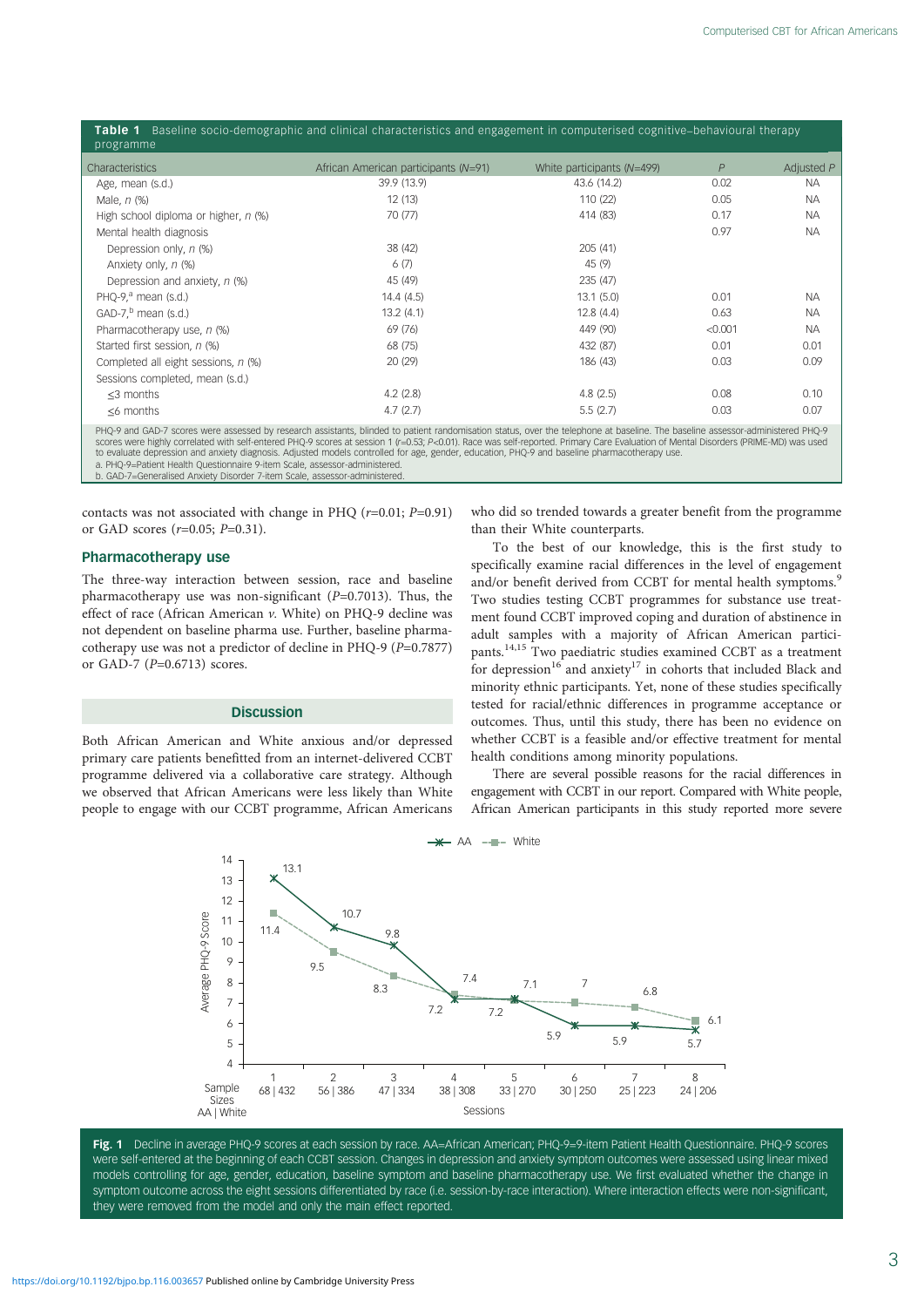**Table 1** Baseline socio-demographic and clinical characteristics and engagement in computerised cognitive–behavioural therapy programme

| Characteristics | African American participants (N=91) | White participants (N=499) | *P* | Adjusted *P* |
|---|---|---|---|---|
| Age, mean (s.d.) | 39.9 (13.9) | 43.6 (14.2) | 0.02 | NA |
| Male, *n* (%) | 12 (13) | 110 (22) | 0.05 | NA |
| High school diploma or higher, *n* (%) | 70 (77) | 414 (83) | 0.17 | NA |
| Mental health diagnosis | | | 0.97 | NA |
| Depression only, *n* (%) | 38 (42) | 205 (41) | | |
| Anxiety only, *n* (%) | 6 (7) | 45 (9) | | |
| Depression and anxiety, *n* (%) | 45 (49) | 235 (47) | | |
| PHQ-9,[a] mean (s.d.) | 14.4 (4.5) | 13.1 (5.0) | 0.01 | NA |
| GAD-7,[b] mean (s.d.) | 13.2 (4.1) | 12.8 (4.4) | 0.63 | NA |
| Pharmacotherapy use, *n* (%) | 69 (76) | 449 (90) | <0.001 | NA |
| Started first session, *n* (%) | 68 (75) | 432 (87) | 0.01 | 0.01 |
| Completed all eight sessions, *n* (%) | 20 (29) | 186 (43) | 0.03 | 0.09 |
| Sessions completed, mean (s.d.) | | | | |
| ≤3 months | 4.2 (2.8) | 4.8 (2.5) | 0.08 | 0.10 |
| ≤6 months | 4.7 (2.7) | 5.5 (2.7) | 0.03 | 0.07 |

PHQ-9 and GAD-7 scores were assessed by research assistants, blinded to patient randomisation status, over the telephone at baseline. The baseline assessor-administered PHQ-9 scores were highly correlated with self-entered PHQ-9 scores at session 1 ($r$=0.53; $P$<0.01). Race was self-reported. Primary Care Evaluation of Mental Disorders (PRIME-MD) was used to evaluate depression and anxiety diagnosis. Adjusted models controlled for age, gender, education, PHQ-9 and baseline pharmacotherapy use.
a. PHQ-9=Patient Health Questionnaire 9-item Scale, assessor-administered.
b. GAD-7=Generalised Anxiety Disorder 7-item Scale, assessor-administered.

contacts was not associated with change in PHQ ($r$=0.01; $P$=0.91) or GAD scores ($r$=0.05; $P$=0.31).

## Pharmacotherapy use

The three-way interaction between session, race and baseline pharmacotherapy use was non-significant ($P$=0.7013). Thus, the effect of race (African American *v.* White) on PHQ-9 decline was not dependent on baseline pharma use. Further, baseline pharmacotherapy use was not a predictor of decline in PHQ-9 ($P$=0.7877) or GAD-7 ($P$=0.6713) scores.

## Discussion

Both African American and White anxious and/or depressed primary care patients benefitted from an internet-delivered CCBT programme delivered via a collaborative care strategy. Although we observed that African Americans were less likely than White people to engage with our CCBT programme, African Americans who did so trended towards a greater benefit from the programme than their White counterparts.

To the best of our knowledge, this is the first study to specifically examine racial differences in the level of engagement and/or benefit derived from CCBT for mental health symptoms.[9] Two studies testing CCBT programmes for substance use treatment found CCBT improved coping and duration of abstinence in adult samples with a majority of African American participants.[14,15] Two paediatric studies examined CCBT as a treatment for depression[16] and anxiety[17] in cohorts that included Black and minority ethnic participants. Yet, none of these studies specifically tested for racial/ethnic differences in programme acceptance or outcomes. Thus, until this study, there has been no evidence on whether CCBT is a feasible and/or effective treatment for mental health conditions among minority populations.

There are several possible reasons for the racial differences in engagement with CCBT in our report. Compared with White people, African American participants in this study reported more severe

**Fig. 1** Decline in average PHQ-9 scores at each session by race. AA=African American; PHQ-9=9-item Patient Health Questionnaire. PHQ-9 scores were self-entered at the beginning of each CCBT session. Changes in depression and anxiety symptom outcomes were assessed using linear mixed models controlling for age, gender, education, baseline symptom and baseline pharmacotherapy use. We first evaluated whether the change in symptom outcome across the eight sessions differentiated by race (i.e. session-by-race interaction). Where interaction effects were non-significant, they were removed from the model and only the main effect reported.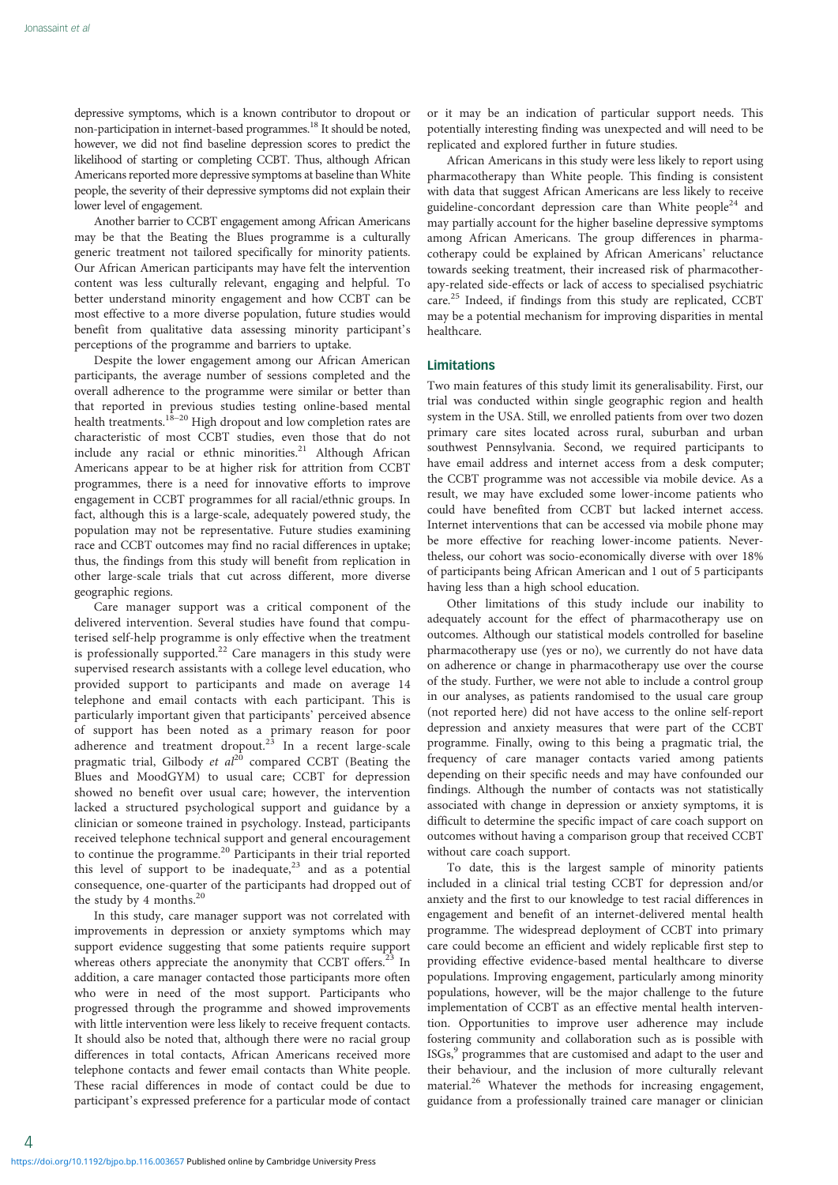depressive symptoms, which is a known contributor to dropout or non-participation in internet-based programmes.[18] It should be noted, however, we did not find baseline depression scores to predict the likelihood of starting or completing CCBT. Thus, although African Americans reported more depressive symptoms at baseline than White people, the severity of their depressive symptoms did not explain their lower level of engagement.

Another barrier to CCBT engagement among African Americans may be that the Beating the Blues programme is a culturally generic treatment not tailored specifically for minority patients. Our African American participants may have felt the intervention content was less culturally relevant, engaging and helpful. To better understand minority engagement and how CCBT can be most effective to a more diverse population, future studies would benefit from qualitative data assessing minority participant's perceptions of the programme and barriers to uptake.

Despite the lower engagement among our African American participants, the average number of sessions completed and the overall adherence to the programme were similar or better than that reported in previous studies testing online-based mental health treatments.[18–20] High dropout and low completion rates are characteristic of most CCBT studies, even those that do not include any racial or ethnic minorities.[21] Although African Americans appear to be at higher risk for attrition from CCBT programmes, there is a need for innovative efforts to improve engagement in CCBT programmes for all racial/ethnic groups. In fact, although this is a large-scale, adequately powered study, the population may not be representative. Future studies examining race and CCBT outcomes may find no racial differences in uptake; thus, the findings from this study will benefit from replication in other large-scale trials that cut across different, more diverse geographic regions.

Care manager support was a critical component of the delivered intervention. Several studies have found that computerised self-help programme is only effective when the treatment is professionally supported.[22] Care managers in this study were supervised research assistants with a college level education, who provided support to participants and made on average 14 telephone and email contacts with each participant. This is particularly important given that participants' perceived absence of support has been noted as a primary reason for poor adherence and treatment dropout.[23] In a recent large-scale pragmatic trial, Gilbody *et al*[20] compared CCBT (Beating the Blues and MoodGYM) to usual care; CCBT for depression showed no benefit over usual care; however, the intervention lacked a structured psychological support and guidance by a clinician or someone trained in psychology. Instead, participants received telephone technical support and general encouragement to continue the programme.[20] Participants in their trial reported this level of support to be inadequate,[23] and as a potential consequence, one-quarter of the participants had dropped out of the study by 4 months.[20]

In this study, care manager support was not correlated with improvements in depression or anxiety symptoms which may support evidence suggesting that some patients require support whereas others appreciate the anonymity that CCBT offers.[23] In addition, a care manager contacted those participants more often who were in need of the most support. Participants who progressed through the programme and showed improvements with little intervention were less likely to receive frequent contacts. It should also be noted that, although there were no racial group differences in total contacts, African Americans received more telephone contacts and fewer email contacts than White people. These racial differences in mode of contact could be due to participant's expressed preference for a particular mode of contact or it may be an indication of particular support needs. This potentially interesting finding was unexpected and will need to be replicated and explored further in future studies.

African Americans in this study were less likely to report using pharmacotherapy than White people. This finding is consistent with data that suggest African Americans are less likely to receive guideline-concordant depression care than White people[24] and may partially account for the higher baseline depressive symptoms among African Americans. The group differences in pharmacotherapy could be explained by African Americans' reluctance towards seeking treatment, their increased risk of pharmacotherapy-related side-effects or lack of access to specialised psychiatric care.[25] Indeed, if findings from this study are replicated, CCBT may be a potential mechanism for improving disparities in mental healthcare.

## Limitations

Two main features of this study limit its generalisability. First, our trial was conducted within single geographic region and health system in the USA. Still, we enrolled patients from over two dozen primary care sites located across rural, suburban and urban southwest Pennsylvania. Second, we required participants to have email address and internet access from a desk computer; the CCBT programme was not accessible via mobile device. As a result, we may have excluded some lower-income patients who could have benefited from CCBT but lacked internet access. Internet interventions that can be accessed via mobile phone may be more effective for reaching lower-income patients. Nevertheless, our cohort was socio-economically diverse with over 18% of participants being African American and 1 out of 5 participants having less than a high school education.

Other limitations of this study include our inability to adequately account for the effect of pharmacotherapy use on outcomes. Although our statistical models controlled for baseline pharmacotherapy use (yes or no), we currently do not have data on adherence or change in pharmacotherapy use over the course of the study. Further, we were not able to include a control group in our analyses, as patients randomised to the usual care group (not reported here) did not have access to the online self-report depression and anxiety measures that were part of the CCBT programme. Finally, owing to this being a pragmatic trial, the frequency of care manager contacts varied among patients depending on their specific needs and may have confounded our findings. Although the number of contacts was not statistically associated with change in depression or anxiety symptoms, it is difficult to determine the specific impact of care coach support on outcomes without having a comparison group that received CCBT without care coach support.

To date, this is the largest sample of minority patients included in a clinical trial testing CCBT for depression and/or anxiety and the first to our knowledge to test racial differences in engagement and benefit of an internet-delivered mental health programme. The widespread deployment of CCBT into primary care could become an efficient and widely replicable first step to providing effective evidence-based mental healthcare to diverse populations. Improving engagement, particularly among minority populations, however, will be the major challenge to the future implementation of CCBT as an effective mental health intervention. Opportunities to improve user adherence may include fostering community and collaboration such as is possible with ISGs,[9] programmes that are customised and adapt to the user and their behaviour, and the inclusion of more culturally relevant material.[26] Whatever the methods for increasing engagement, guidance from a professionally trained care manager or clinician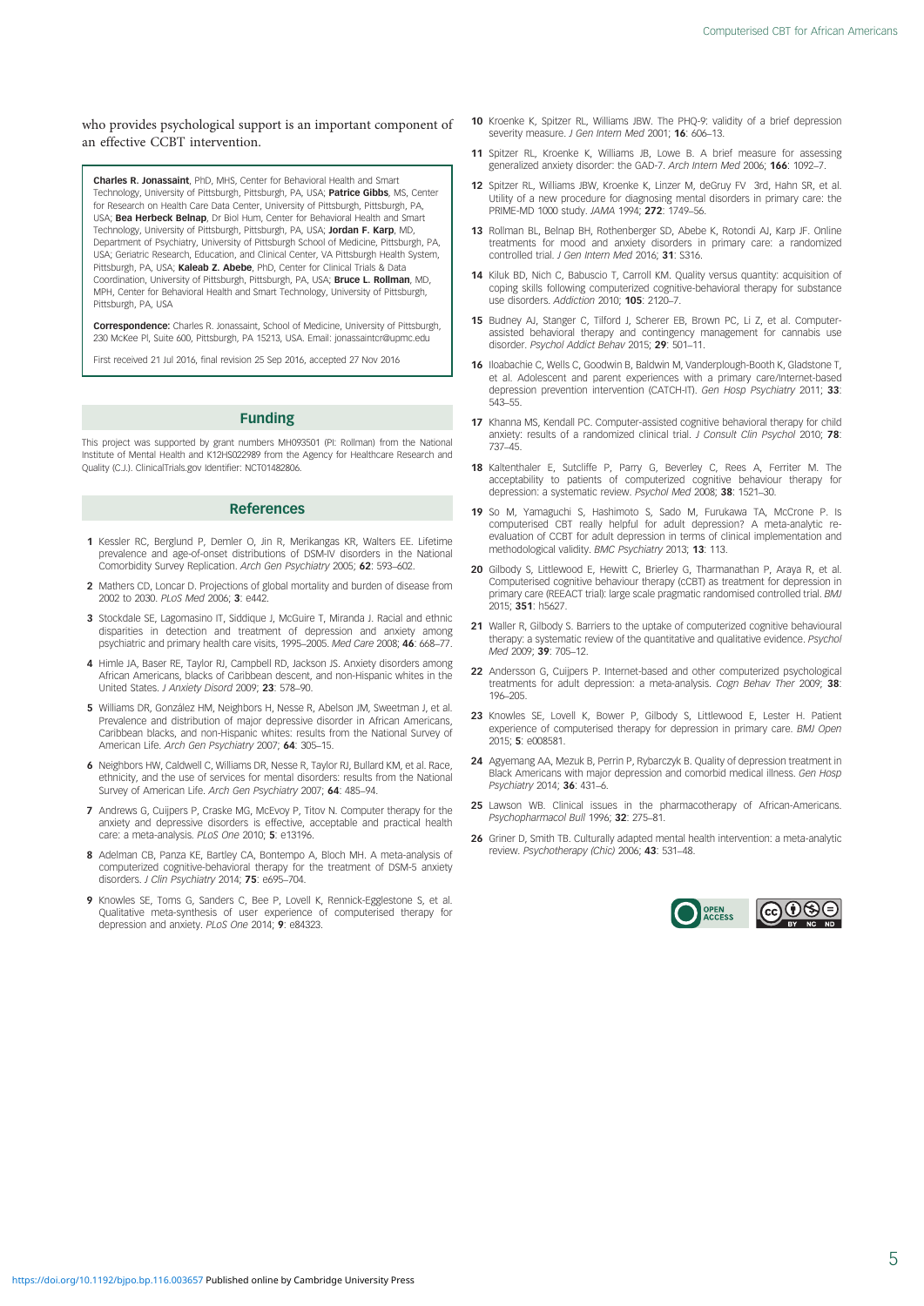who provides psychological support is an important component of an effective CCBT intervention.

**Charles R. Jonassaint**, PhD, MHS, Center for Behavioral Health and Smart Technology, University of Pittsburgh, Pittsburgh, PA, USA; **Patrice Gibbs**, MS, Center for Research on Health Care Data Center, University of Pittsburgh, Pittsburgh, PA, USA; **Bea Herbeck Belnap**, Dr Biol Hum, Center for Behavioral Health and Smart Technology, University of Pittsburgh, Pittsburgh, PA, USA; **Jordan F. Karp**, MD, Department of Psychiatry, University of Pittsburgh School of Medicine, Pittsburgh, PA, USA; Geriatric Research, Education, and Clinical Center, VA Pittsburgh Health System, Pittsburgh, PA, USA; **Kaleab Z. Abebe**, PhD, Center for Clinical Trials & Data Coordination, University of Pittsburgh, Pittsburgh, PA, USA; **Bruce L. Rollman**, MD, MPH, Center for Behavioral Health and Smart Technology, University of Pittsburgh, Pittsburgh, PA, USA

**Correspondence:** Charles R. Jonassaint, School of Medicine, University of Pittsburgh, 230 McKee Pl, Suite 600, Pittsburgh, PA 15213, USA. Email: jonassaintcr@upmc.edu

First received 21 Jul 2016, final revision 25 Sep 2016, accepted 27 Nov 2016

## Funding

This project was supported by grant numbers MH093501 (PI: Rollman) from the National Institute of Mental Health and K12HS022989 from the Agency for Healthcare Research and Quality (C.J.). ClinicalTrials.gov Identifier: NCT01482806.

## References

1 Kessler RC, Berglund P, Demler O, Jin R, Merikangas KR, Walters EE. Lifetime prevalence and age-of-onset distributions of DSM-IV disorders in the National Comorbidity Survey Replication. *Arch Gen Psychiatry* 2005; **62**: 593–602.

2 Mathers CD, Loncar D. Projections of global mortality and burden of disease from 2002 to 2030. *PLoS Med* 2006; **3**: e442.

3 Stockdale SE, Lagomasino IT, Siddique J, McGuire T, Miranda J. Racial and ethnic disparities in detection and treatment of depression and anxiety among psychiatric and primary health care visits, 1995–2005. *Med Care* 2008; **46**: 668–77.

4 Himle JA, Baser RE, Taylor RJ, Campbell RD, Jackson JS. Anxiety disorders among African Americans, blacks of Caribbean descent, and non-Hispanic whites in the United States. *J Anxiety Disord* 2009; **23**: 578–90.

5 Williams DR, González HM, Neighbors H, Nesse R, Abelson JM, Sweetman J, et al. Prevalence and distribution of major depressive disorder in African Americans, Caribbean blacks, and non-Hispanic whites: results from the National Survey of American Life. *Arch Gen Psychiatry* 2007; **64**: 305–15.

6 Neighbors HW, Caldwell C, Williams DR, Nesse R, Taylor RJ, Bullard KM, et al. Race, ethnicity, and the use of services for mental disorders: results from the National Survey of American Life. *Arch Gen Psychiatry* 2007; **64**: 485–94.

7 Andrews G, Cuijpers P, Craske MG, McEvoy P, Titov N. Computer therapy for the anxiety and depressive disorders is effective, acceptable and practical health care: a meta-analysis. *PLoS One* 2010; **5**: e13196.

8 Adelman CB, Panza KE, Bartley CA, Bontempo A, Bloch MH. A meta-analysis of computerized cognitive-behavioral therapy for the treatment of DSM-5 anxiety disorders. *J Clin Psychiatry* 2014; **75**: e695–704.

9 Knowles SE, Toms G, Sanders C, Bee P, Lovell K, Rennick-Egglestone S, et al. Qualitative meta-synthesis of user experience of computerised therapy for depression and anxiety. *PLoS One* 2014; **9**: e84323.

10 Kroenke K, Spitzer RL, Williams JBW. The PHQ-9: validity of a brief depression severity measure. *J Gen Intern Med* 2001; **16**: 606–13.

11 Spitzer RL, Kroenke K, Williams JB, Lowe B. A brief measure for assessing generalized anxiety disorder: the GAD-7. *Arch Intern Med* 2006; **166**: 1092–7.

12 Spitzer RL, Williams JBW, Kroenke K, Linzer M, deGruy FV 3rd, Hahn SR, et al. Utility of a new procedure for diagnosing mental disorders in primary care: the PRIME-MD 1000 study. *JAMA* 1994; **272**: 1749–56.

13 Rollman BL, Belnap BH, Rothenberger SD, Abebe K, Rotondi AJ, Karp JF. Online treatments for mood and anxiety disorders in primary care: a randomized controlled trial. *J Gen Intern Med* 2016; **31**: S316.

14 Kiluk BD, Nich C, Babuscio T, Carroll KM. Quality versus quantity: acquisition of coping skills following computerized cognitive-behavioral therapy for substance use disorders. *Addiction* 2010; **105**: 2120–7.

15 Budney AJ, Stanger C, Tilford J, Scherer EB, Brown PC, Li Z, et al. Computer-assisted behavioral therapy and contingency management for cannabis use disorder. *Psychol Addict Behav* 2015; **29**: 501–11.

16 Iloabachie C, Wells C, Goodwin B, Baldwin M, Vanderplough-Booth K, Gladstone T, et al. Adolescent and parent experiences with a primary care/Internet-based depression prevention intervention (CATCH-IT). *Gen Hosp Psychiatry* 2011; **33**: 543–55.

17 Khanna MS, Kendall PC. Computer-assisted cognitive behavioral therapy for child anxiety: results of a randomized clinical trial. *J Consult Clin Psychol* 2010; **78**: 737–45.

18 Kaltenthaler E, Sutcliffe P, Parry G, Beverley C, Rees A, Ferriter M. The acceptability to patients of computerized cognitive behaviour therapy for depression: a systematic review. *Psychol Med* 2008; **38**: 1521–30.

19 So M, Yamaguchi S, Hashimoto S, Sado M, Furukawa TA, McCrone P. Is computerised CBT really helpful for adult depression? A meta-analytic re-evaluation of CCBT for adult depression in terms of clinical implementation and methodological validity. *BMC Psychiatry* 2013; **13**: 113.

20 Gilbody S, Littlewood E, Hewitt C, Brierley G, Tharmanathan P, Araya R, et al. Computerised cognitive behaviour therapy (cCBT) as treatment for depression in primary care (REEACT trial): large scale pragmatic randomised controlled trial. *BMJ* 2015; **351**: h5627.

21 Waller R, Gilbody S. Barriers to the uptake of computerized cognitive behavioural therapy: a systematic review of the quantitative and qualitative evidence. *Psychol Med* 2009; **39**: 705–12.

22 Andersson G, Cuijpers P. Internet-based and other computerized psychological treatments for adult depression: a meta-analysis. *Cogn Behav Ther* 2009; **38**: 196–205.

23 Knowles SE, Lovell K, Bower P, Gilbody S, Littlewood E, Lester H. Patient experience of computerised therapy for depression in primary care. *BMJ Open* 2015; **5**: e008581.

24 Agyemang AA, Mezuk B, Perrin P, Rybarczyk B. Quality of depression treatment in Black Americans with major depression and comorbid medical illness. *Gen Hosp Psychiatry* 2014; **36**: 431–6.

25 Lawson WB. Clinical issues in the pharmacotherapy of African-Americans. *Psychopharmacol Bull* 1996; **32**: 275–81.

26 Griner D, Smith TB. Culturally adapted mental health intervention: a meta-analytic review. *Psychotherapy (Chic)* 2006; **43**: 531–48.